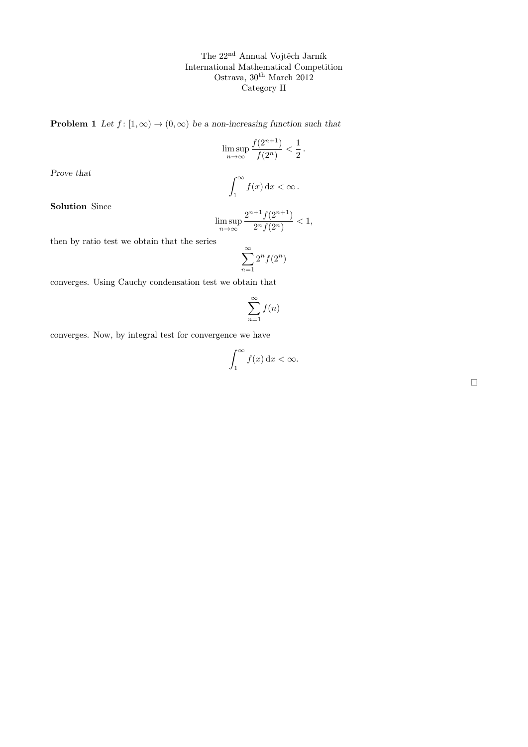The 22nd Annual Vojtěch Jarník
International Mathematical Competition
Ostrava, 30th March 2012
Category II

**Problem 1** *Let $f\colon [1,\infty) \to (0,\infty)$ be a non-increasing function such that*

$$\limsup_{n\to\infty} \frac{f(2^{n+1})}{f(2^n)} < \frac{1}{2}\,.$$

*Prove that*

$$\int_1^\infty f(x)\,\mathrm{d}x < \infty\,.$$

**Solution** Since

$$\limsup_{n\to\infty} \frac{2^{n+1} f(2^{n+1})}{2^n f(2^n)} < 1,$$

then by ratio test we obtain that the series

$$\sum_{n=1}^{\infty} 2^n f(2^n)$$

converges. Using Cauchy condensation test we obtain that

$$\sum_{n=1}^{\infty} f(n)$$

converges. Now, by integral test for convergence we have

$$\int_1^\infty f(x)\,\mathrm{d}x < \infty.$$

□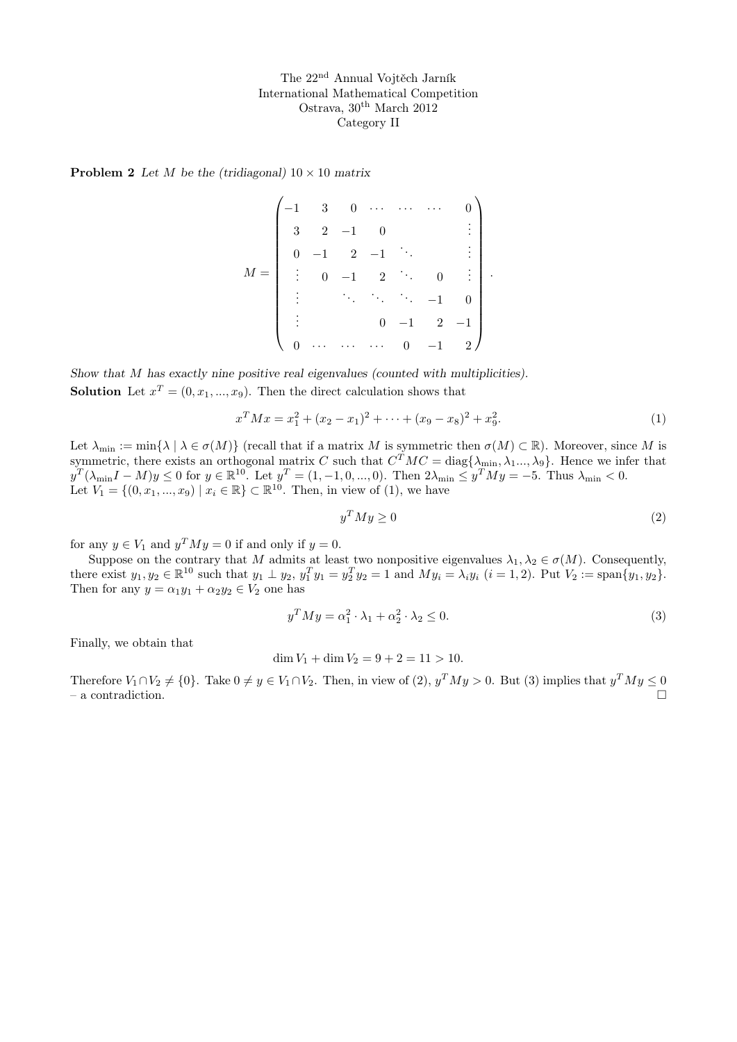The 22[nd] Annual Vojtěch Jarník International Mathematical Competition
Ostrava, 30[th] March 2012
Category II

**Problem 2** *Let $M$ be the (tridiagonal) $10 \times 10$ matrix*

$$M = \begin{pmatrix} -1 & 3 & 0 & \cdots & \cdots & \cdots & 0 \\ 3 & 2 & -1 & 0 & & & \vdots \\ 0 & -1 & 2 & -1 & \ddots & & \vdots \\ \vdots & 0 & -1 & 2 & \ddots & 0 & \vdots \\ \vdots & & \ddots & \ddots & \ddots & -1 & 0 \\ \vdots & & & 0 & -1 & 2 & -1 \\ 0 & \cdots & \cdots & \cdots & 0 & -1 & 2 \end{pmatrix}.$$

*Show that $M$ has exactly nine positive real eigenvalues (counted with multiplicities).*

**Solution** Let $x^T = (0, x_1, ..., x_9)$. Then the direct calculation shows that

$$x^T M x = x_1^2 + (x_2 - x_1)^2 + \cdots + (x_9 - x_8)^2 + x_9^2. \tag{1}$$

Let $\lambda_{\min} := \min\{\lambda \mid \lambda \in \sigma(M)\}$ (recall that if a matrix $M$ is symmetric then $\sigma(M) \subset \mathbb{R}$). Moreover, since $M$ is symmetric, there exists an orthogonal matrix $C$ such that $C^T M C = \operatorname{diag}\{\lambda_{\min}, \lambda_1 ..., \lambda_9\}$. Hence we infer that $y^T(\lambda_{\min} I - M)y \leq 0$ for $y \in \mathbb{R}^{10}$. Let $y^T = (1, -1, 0, ..., 0)$. Then $2\lambda_{\min} \leq y^T M y = -5$. Thus $\lambda_{\min} < 0$.
Let $V_1 = \{(0, x_1, ..., x_9) \mid x_i \in \mathbb{R}\} \subset \mathbb{R}^{10}$. Then, in view of (1), we have

$$y^T M y \geq 0 \tag{2}$$

for any $y \in V_1$ and $y^T M y = 0$ if and only if $y = 0$.

Suppose on the contrary that $M$ admits at least two nonpositive eigenvalues $\lambda_1, \lambda_2 \in \sigma(M)$. Consequently, there exist $y_1, y_2 \in \mathbb{R}^{10}$ such that $y_1 \perp y_2$, $y_1^T y_1 = y_2^T y_2 = 1$ and $M y_i = \lambda_i y_i$ $(i = 1, 2)$. Put $V_2 := \operatorname{span}\{y_1, y_2\}$. Then for any $y = \alpha_1 y_1 + \alpha_2 y_2 \in V_2$ one has

$$y^T M y = \alpha_1^2 \cdot \lambda_1 + \alpha_2^2 \cdot \lambda_2 \leq 0. \tag{3}$$

Finally, we obtain that

$$\dim V_1 + \dim V_2 = 9 + 2 = 11 > 10.$$

Therefore $V_1 \cap V_2 \neq \{0\}$. Take $0 \neq y \in V_1 \cap V_2$. Then, in view of (2), $y^T M y > 0$. But (3) implies that $y^T M y \leq 0$ – a contradiction. $\square$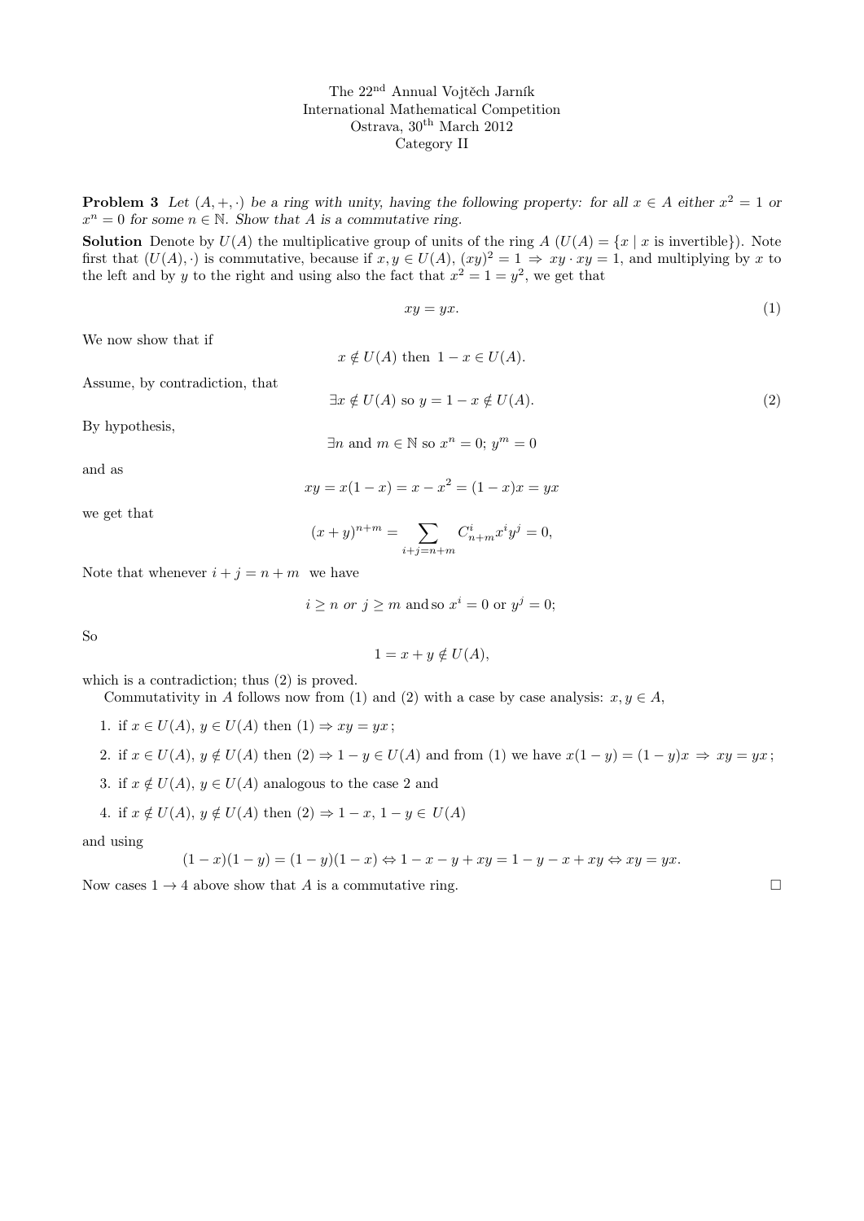The 22[nd] Annual Vojtěch Jarník
International Mathematical Competition
Ostrava, 30[th] March 2012
Category II

**Problem 3** *Let $(A, +, \cdot)$ be a ring with unity, having the following property: for all $x \in A$ either $x^2 = 1$ or $x^n = 0$ for some $n \in \mathbb{N}$. Show that $A$ is a commutative ring.*

**Solution** Denote by $U(A)$ the multiplicative group of units of the ring $A$ ($U(A) = \{x \mid x \text{ is invertible}\}$). Note first that $(U(A), \cdot)$ is commutative, because if $x, y \in U(A)$, $(xy)^2 = 1 \Rightarrow xy \cdot xy = 1$, and multiplying by $x$ to the left and by $y$ to the right and using also the fact that $x^2 = 1 = y^2$, we get that

$$xy = yx. \tag{1}$$

We now show that if

$$x \notin U(A) \text{ then } 1 - x \in U(A).$$

Assume, by contradiction, that

$$\exists x \notin U(A) \text{ so } y = 1 - x \notin U(A). \tag{2}$$

By hypothesis,

$$\exists n \text{ and } m \in \mathbb{N} \text{ so } x^n = 0;\ y^m = 0$$

and as

$$xy = x(1-x) = x - x^2 = (1-x)x = yx$$

we get that

$$(x+y)^{n+m} = \sum_{i+j=n+m} C_{n+m}^i x^i y^j = 0,$$

Note that whenever $i + j = n + m$ we have

$$i \geq n \text{ or } j \geq m \text{ and so } x^i = 0 \text{ or } y^j = 0;$$

So

$$1 = x + y \notin U(A),$$

which is a contradiction; thus (2) is proved.

Commutativity in $A$ follows now from (1) and (2) with a case by case analysis: $x, y \in A$,

1. if $x \in U(A)$, $y \in U(A)$ then $(1) \Rightarrow xy = yx$;
2. if $x \in U(A)$, $y \notin U(A)$ then $(2) \Rightarrow 1 - y \in U(A)$ and from (1) we have $x(1-y) = (1-y)x \Rightarrow xy = yx$;
3. if $x \notin U(A)$, $y \in U(A)$ analogous to the case 2 and
4. if $x \notin U(A)$, $y \notin U(A)$ then $(2) \Rightarrow 1 - x, 1 - y \in U(A)$

and using

$$(1-x)(1-y) = (1-y)(1-x) \Leftrightarrow 1 - x - y + xy = 1 - y - x + xy \Leftrightarrow xy = yx.$$

Now cases $1 \to 4$ above show that $A$ is a commutative ring. $\square$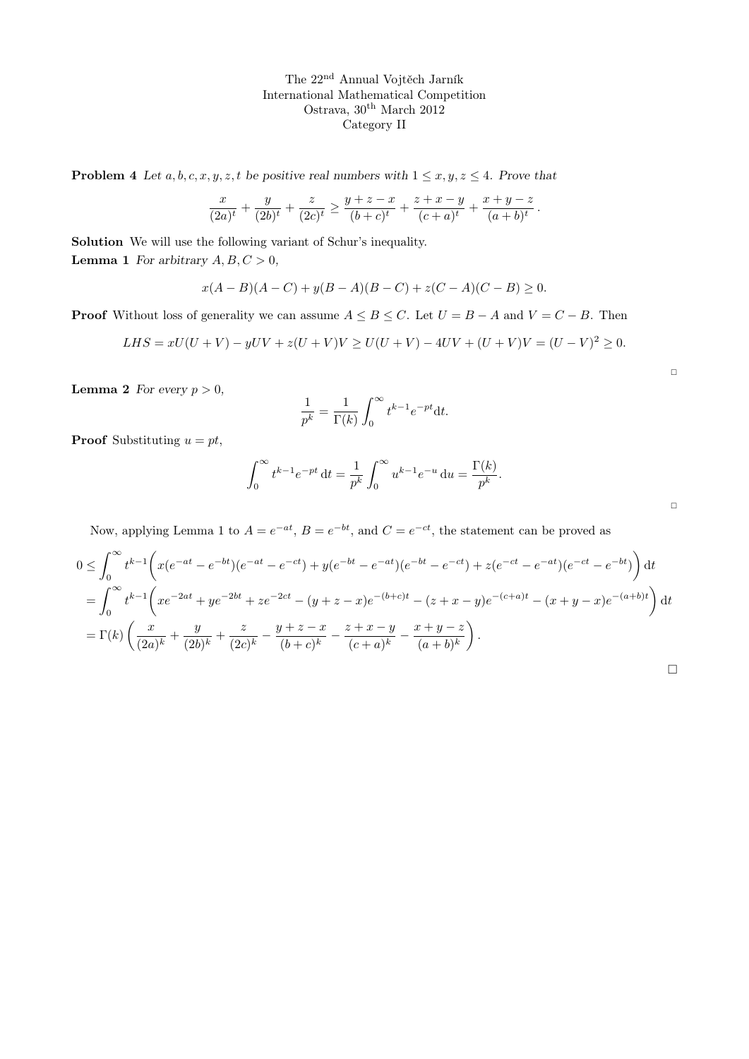The 22[nd] Annual Vojtěch Jarník
International Mathematical Competition
Ostrava, 30[th] March 2012
Category II

**Problem 4** *Let $a, b, c, x, y, z, t$ be positive real numbers with $1 \leq x, y, z \leq 4$. Prove that*

$$\frac{x}{(2a)^t} + \frac{y}{(2b)^t} + \frac{z}{(2c)^t} \geq \frac{y+z-x}{(b+c)^t} + \frac{z+x-y}{(c+a)^t} + \frac{x+y-z}{(a+b)^t}.$$

**Solution** We will use the following variant of Schur's inequality.

**Lemma 1** *For arbitrary $A, B, C > 0$,*

$$x(A-B)(A-C) + y(B-A)(B-C) + z(C-A)(C-B) \geq 0.$$

**Proof** Without loss of generality we can assume $A \leq B \leq C$. Let $U = B - A$ and $V = C - B$. Then

$$LHS = xU(U+V) - yUV + z(U+V)V \geq U(U+V) - 4UV + (U+V)V = (U-V)^2 \geq 0.$$

□

**Lemma 2** *For every $p > 0$,*

$$\frac{1}{p^k} = \frac{1}{\Gamma(k)} \int_0^\infty t^{k-1} e^{-pt} \mathrm{d}t.$$

**Proof** Substituting $u = pt$,

$$\int_0^\infty t^{k-1} e^{-pt} \,\mathrm{d}t = \frac{1}{p^k} \int_0^\infty u^{k-1} e^{-u} \,\mathrm{d}u = \frac{\Gamma(k)}{p^k}.$$

□

Now, applying Lemma 1 to $A = e^{-at}$, $B = e^{-bt}$, and $C = e^{-ct}$, the statement can be proved as

$$\begin{aligned}
0 &\leq \int_0^\infty t^{k-1} \Big( x(e^{-at} - e^{-bt})(e^{-at} - e^{-ct}) + y(e^{-bt} - e^{-at})(e^{-bt} - e^{-ct}) + z(e^{-ct} - e^{-at})(e^{-ct} - e^{-bt}) \Big) \,\mathrm{d}t \\
&= \int_0^\infty t^{k-1} \Big( xe^{-2at} + ye^{-2bt} + ze^{-2ct} - (y+z-x)e^{-(b+c)t} - (z+x-y)e^{-(c+a)t} - (x+y-x)e^{-(a+b)t} \Big) \,\mathrm{d}t \\
&= \Gamma(k) \left( \frac{x}{(2a)^k} + \frac{y}{(2b)^k} + \frac{z}{(2c)^k} - \frac{y+z-x}{(b+c)^k} - \frac{z+x-y}{(c+a)^k} - \frac{x+y-z}{(a+b)^k} \right).
\end{aligned}$$

□